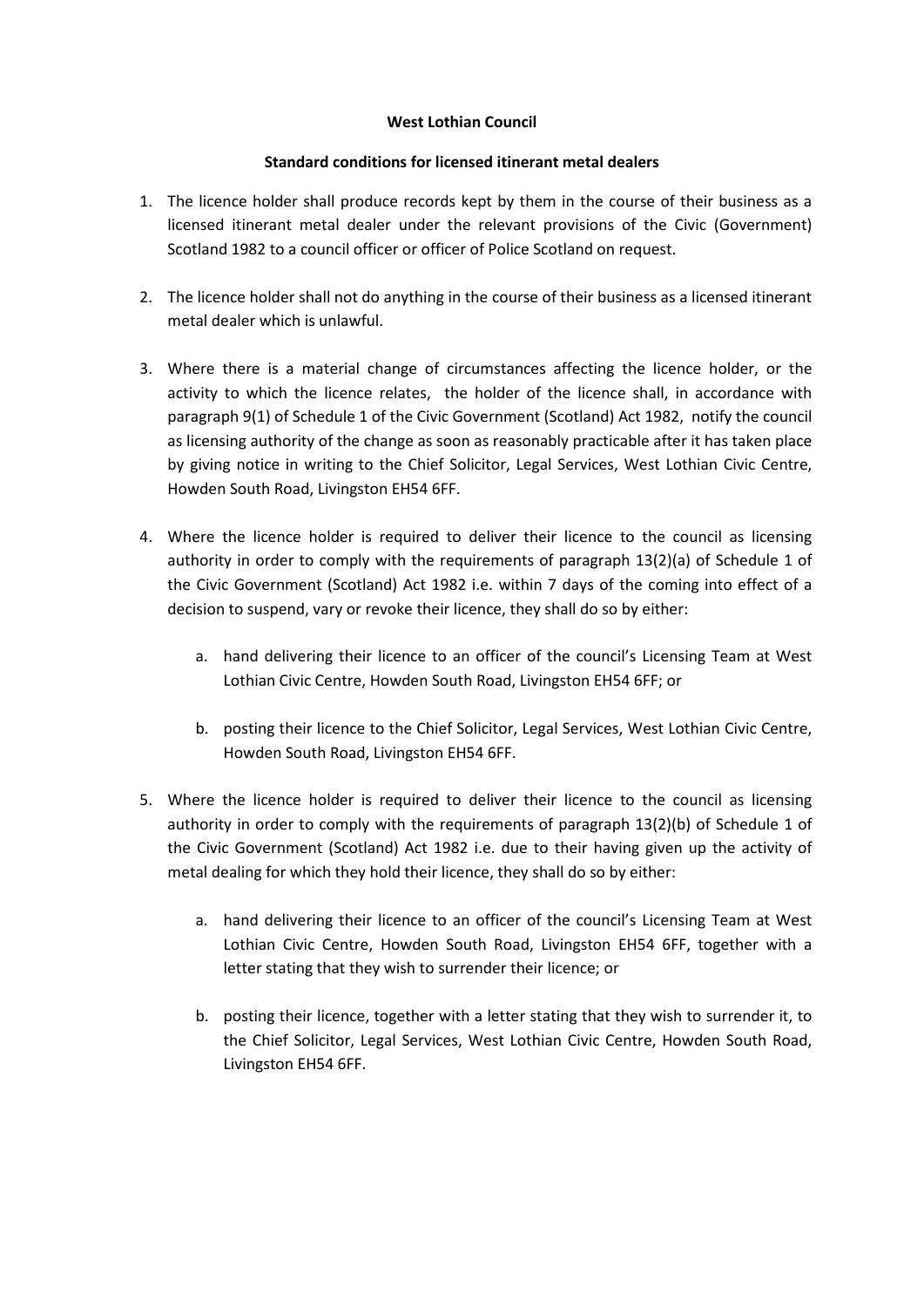**West Lothian Council**

**Standard conditions for licensed itinerant metal dealers**

1. The licence holder shall produce records kept by them in the course of their business as a licensed itinerant metal dealer under the relevant provisions of the Civic (Government) Scotland 1982 to a council officer or officer of Police Scotland on request.

2. The licence holder shall not do anything in the course of their business as a licensed itinerant metal dealer which is unlawful.

3. Where there is a material change of circumstances affecting the licence holder, or the activity to which the licence relates, the holder of the licence shall, in accordance with paragraph 9(1) of Schedule 1 of the Civic Government (Scotland) Act 1982, notify the council as licensing authority of the change as soon as reasonably practicable after it has taken place by giving notice in writing to the Chief Solicitor, Legal Services, West Lothian Civic Centre, Howden South Road, Livingston EH54 6FF.

4. Where the licence holder is required to deliver their licence to the council as licensing authority in order to comply with the requirements of paragraph 13(2)(a) of Schedule 1 of the Civic Government (Scotland) Act 1982 i.e. within 7 days of the coming into effect of a decision to suspend, vary or revoke their licence, they shall do so by either:

    a. hand delivering their licence to an officer of the council's Licensing Team at West Lothian Civic Centre, Howden South Road, Livingston EH54 6FF; or

    b. posting their licence to the Chief Solicitor, Legal Services, West Lothian Civic Centre, Howden South Road, Livingston EH54 6FF.

5. Where the licence holder is required to deliver their licence to the council as licensing authority in order to comply with the requirements of paragraph 13(2)(b) of Schedule 1 of the Civic Government (Scotland) Act 1982 i.e. due to their having given up the activity of metal dealing for which they hold their licence, they shall do so by either:

    a. hand delivering their licence to an officer of the council's Licensing Team at West Lothian Civic Centre, Howden South Road, Livingston EH54 6FF, together with a letter stating that they wish to surrender their licence; or

    b. posting their licence, together with a letter stating that they wish to surrender it, to the Chief Solicitor, Legal Services, West Lothian Civic Centre, Howden South Road, Livingston EH54 6FF.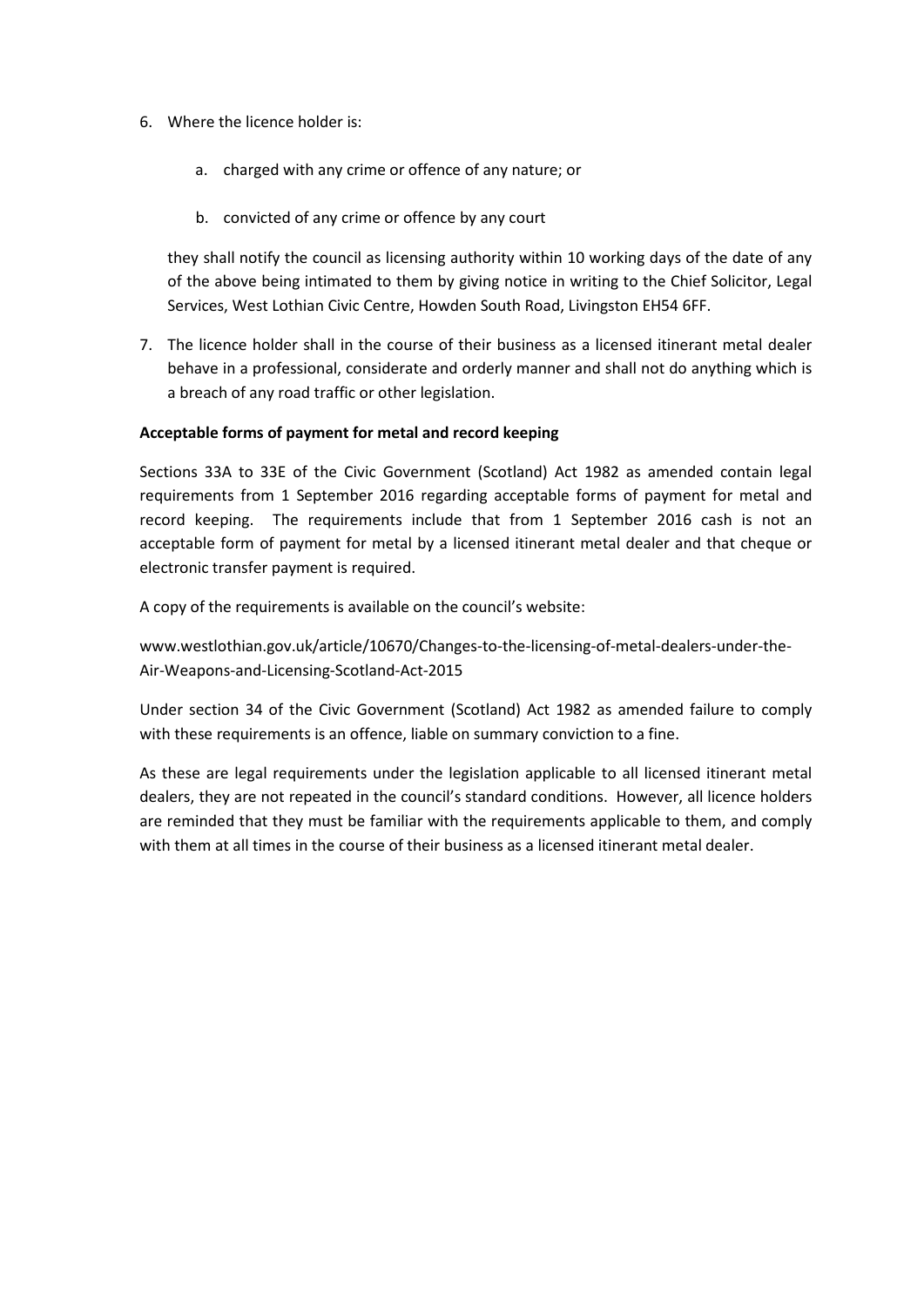6. Where the licence holder is:

    a. charged with any crime or offence of any nature; or

    b. convicted of any crime or offence by any court

    they shall notify the council as licensing authority within 10 working days of the date of any of the above being intimated to them by giving notice in writing to the Chief Solicitor, Legal Services, West Lothian Civic Centre, Howden South Road, Livingston EH54 6FF.

7. The licence holder shall in the course of their business as a licensed itinerant metal dealer behave in a professional, considerate and orderly manner and shall not do anything which is a breach of any road traffic or other legislation.

**Acceptable forms of payment for metal and record keeping**

Sections 33A to 33E of the Civic Government (Scotland) Act 1982 as amended contain legal requirements from 1 September 2016 regarding acceptable forms of payment for metal and record keeping. The requirements include that from 1 September 2016 cash is not an acceptable form of payment for metal by a licensed itinerant metal dealer and that cheque or electronic transfer payment is required.

A copy of the requirements is available on the council's website:

www.westlothian.gov.uk/article/10670/Changes-to-the-licensing-of-metal-dealers-under-the-Air-Weapons-and-Licensing-Scotland-Act-2015

Under section 34 of the Civic Government (Scotland) Act 1982 as amended failure to comply with these requirements is an offence, liable on summary conviction to a fine.

As these are legal requirements under the legislation applicable to all licensed itinerant metal dealers, they are not repeated in the council's standard conditions. However, all licence holders are reminded that they must be familiar with the requirements applicable to them, and comply with them at all times in the course of their business as a licensed itinerant metal dealer.